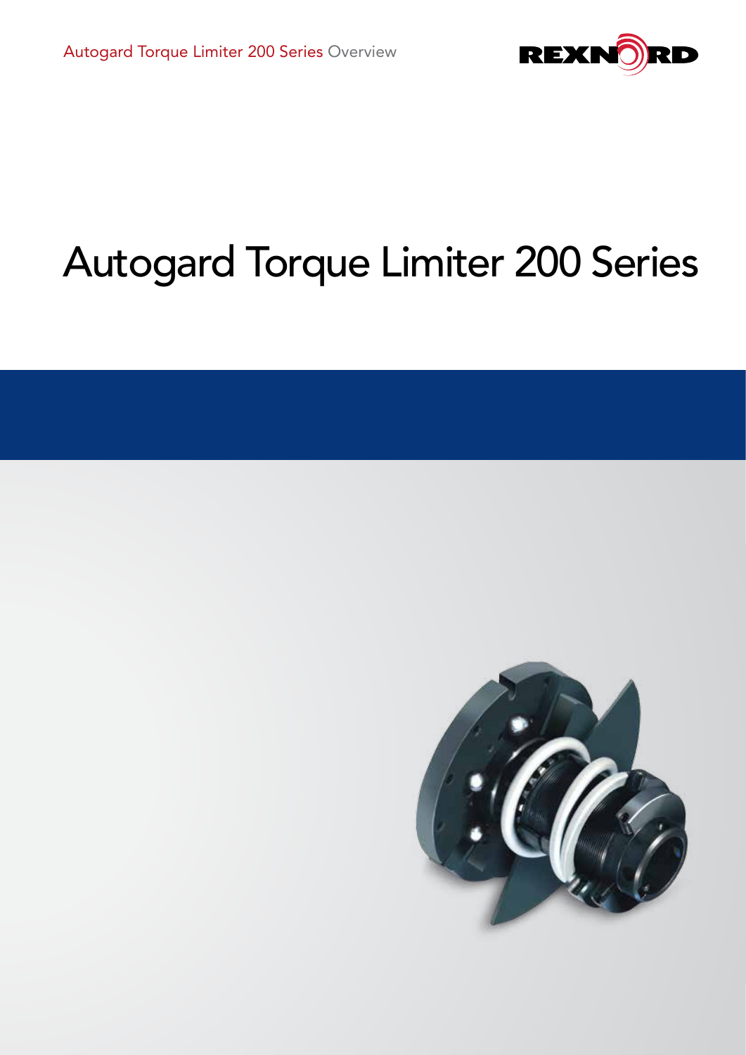# Autogard Torque Limiter 200 Series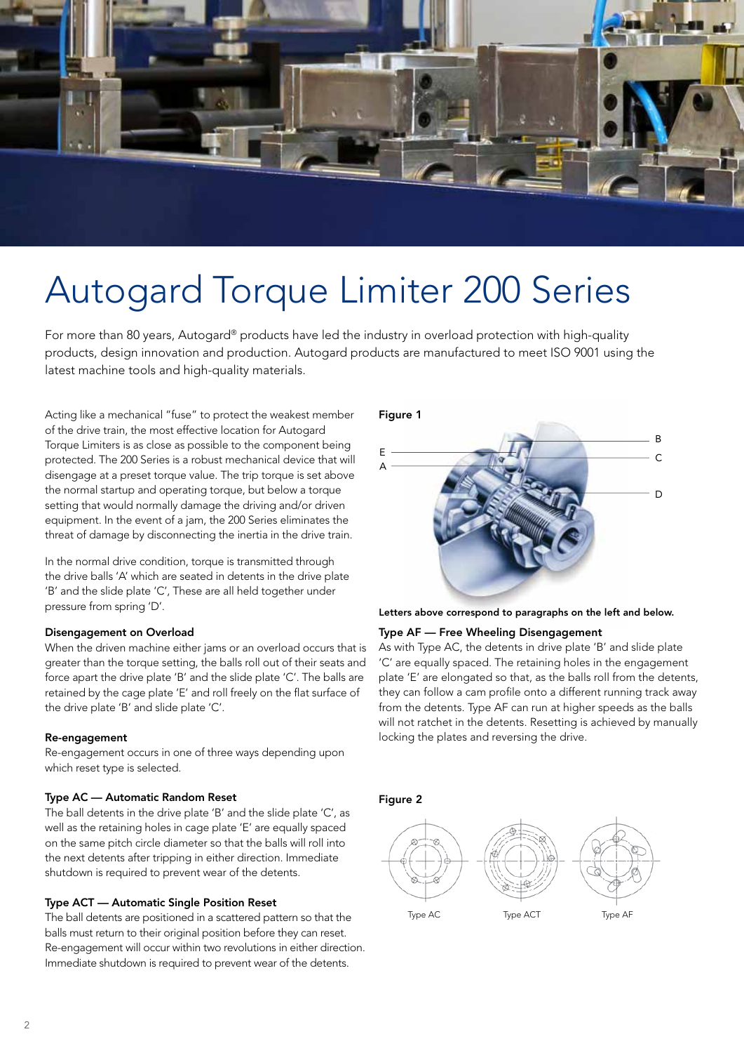# Autogard Torque Limiter 200 Series

For more than 80 years, Autogard® products have led the industry in overload protection with high-quality products, design innovation and production. Autogard products are manufactured to meet ISO 9001 using the latest machine tools and high-quality materials.

Acting like a mechanical "fuse" to protect the weakest member of the drive train, the most effective location for Autogard Torque Limiters is as close as possible to the component being protected. The 200 Series is a robust mechanical device that will disengage at a preset torque value. The trip torque is set above the normal startup and operating torque, but below a torque setting that would normally damage the driving and/or driven equipment. In the event of a jam, the 200 Series eliminates the threat of damage by disconnecting the inertia in the drive train.

In the normal drive condition, torque is transmitted through the drive balls 'A' which are seated in detents in the drive plate 'B' and the slide plate 'C', These are all held together under pressure from spring 'D'.

### Disengagement on Overload

When the driven machine either jams or an overload occurs that is greater than the torque setting, the balls roll out of their seats and force apart the drive plate 'B' and the slide plate 'C'. The balls are retained by the cage plate 'E' and roll freely on the flat surface of the drive plate 'B' and slide plate 'C'.

### Re-engagement

Re-engagement occurs in one of three ways depending upon which reset type is selected.

### Type AC — Automatic Random Reset

The ball detents in the drive plate 'B' and the slide plate 'C', as well as the retaining holes in cage plate 'E' are equally spaced on the same pitch circle diameter so that the balls will roll into the next detents after tripping in either direction. Immediate shutdown is required to prevent wear of the detents.

### Type ACT — Automatic Single Position Reset

The ball detents are positioned in a scattered pattern so that the balls must return to their original position before they can reset. Re-engagement will occur within two revolutions in either direction. Immediate shutdown is required to prevent wear of the detents.

**Figure 1**

**Letters above correspond to paragraphs on the left and below.**

### Type AF — Free Wheeling Disengagement

As with Type AC, the detents in drive plate 'B' and slide plate 'C' are equally spaced. The retaining holes in the engagement plate 'E' are elongated so that, as the balls roll from the detents, they can follow a cam profile onto a different running track away from the detents. Type AF can run at higher speeds as the balls will not ratchet in the detents. Resetting is achieved by manually locking the plates and reversing the drive.

**Figure 2**

Type AC Type ACT Type AF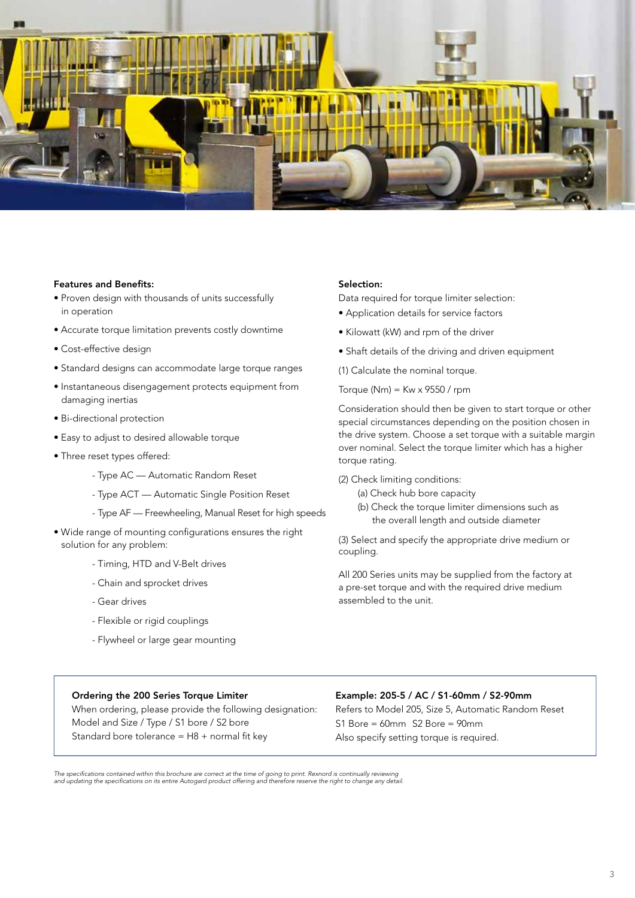**Features and Benefits:**

- Proven design with thousands of units successfully in operation
- Accurate torque limitation prevents costly downtime
- Cost-effective design
- Standard designs can accommodate large torque ranges
- Instantaneous disengagement protects equipment from damaging inertias
- Bi-directional protection
- Easy to adjust to desired allowable torque
- Three reset types offered:
  - Type AC — Automatic Random Reset
  - Type ACT — Automatic Single Position Reset
  - Type AF — Freewheeling, Manual Reset for high speeds
- Wide range of mounting configurations ensures the right solution for any problem:
  - Timing, HTD and V-Belt drives
  - Chain and sprocket drives
  - Gear drives
  - Flexible or rigid couplings
  - Flywheel or large gear mounting

**Selection:**

Data required for torque limiter selection:

- Application details for service factors
- Kilowatt (kW) and rpm of the driver
- Shaft details of the driving and driven equipment

(1) Calculate the nominal torque.

Torque (Nm) = Kw x 9550 / rpm

Consideration should then be given to start torque or other special circumstances depending on the position chosen in the drive system. Choose a set torque with a suitable margin over nominal. Select the torque limiter which has a higher torque rating.

(2) Check limiting conditions:

(a) Check hub bore capacity

(b) Check the torque limiter dimensions such as the overall length and outside diameter

(3) Select and specify the appropriate drive medium or coupling.

All 200 Series units may be supplied from the factory at a pre-set torque and with the required drive medium assembled to the unit.

**Ordering the 200 Series Torque Limiter**

When ordering, please provide the following designation:
Model and Size / Type / S1 bore / S2 bore
Standard bore tolerance = H8 + normal fit key

**Example: 205-5 / AC / S1-60mm / S2-90mm**

Refers to Model 205, Size 5, Automatic Random Reset
S1 Bore = 60mm  S2 Bore = 90mm
Also specify setting torque is required.

*The specifications contained within this brochure are correct at the time of going to print. Rexnord is continually reviewing and updating the specifications on its entire Autogard product offering and therefore reserve the right to change any detail.*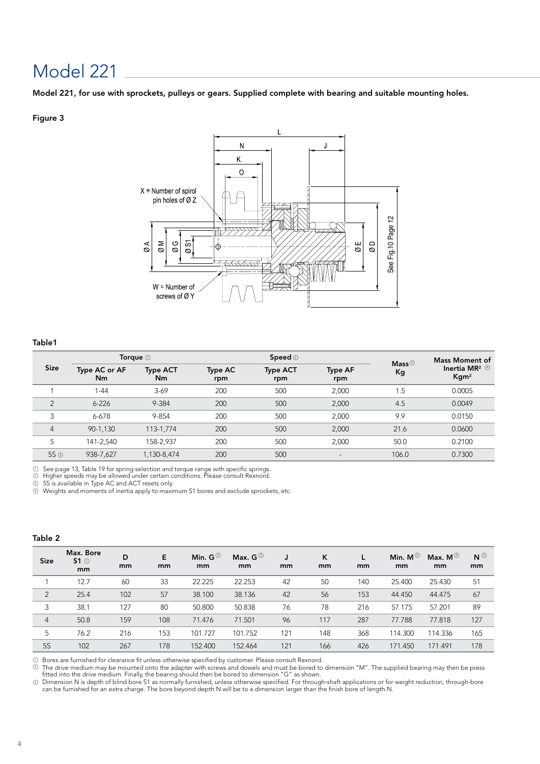# Model 221

**Model 221, for use with sprockets, pulleys or gears. Supplied complete with bearing and suitable mounting holes.**

**Figure 3**

X = Number of spirol pin holes of Ø Z

W = Number of screws of Ø Y

See Fig.10 Page 12

**Table1**

| Size | Torque ① | | Speed ② | | | Mass ④ Kg | Mass Moment of Inertia MR² ④ Kgm² |
|---|---|---|---|---|---|---|---|
| | Type AC or AF Nm | Type ACT Nm | Type AC rpm | Type ACT rpm | Type AF rpm | | |
| 1 | 1-44 | 3-69 | 200 | 500 | 2,000 | 1.5 | 0.0005 |
| 2 | 6-226 | 9-384 | 200 | 500 | 2,000 | 4.5 | 0.0049 |
| 3 | 6-678 | 9-854 | 200 | 500 | 2,000 | 9.9 | 0.0150 |
| 4 | 90-1,130 | 113-1,774 | 200 | 500 | 2,000 | 21.6 | 0.0600 |
| 5 | 141-2,540 | 158-2,937 | 200 | 500 | 2,000 | 50.0 | 0.2100 |
| 5S ③ | 938-7,627 | 1,130-8,474 | 200 | 500 | - | 106.0 | 0.7300 |

① See page 13, Table 19 for spring selection and torque range with specific springs.
② Higher speeds may be allowed under certain conditions. Please consult Rexnord.
③ 5S is available in Type AC and ACT resets only.
④ Weights and moments of inertia apply to maximum S1 bores and exclude sprockets, etc.

**Table 2**

| Size | Max. Bore S1 ① mm | D mm | E mm | Min. G ② mm | Max. G ② mm | J mm | K mm | L mm | Min. M ② mm | Max. M ② mm | N ③ mm |
|---|---|---|---|---|---|---|---|---|---|---|---|
| 1 | 12.7 | 60 | 33 | 22.225 | 22.253 | 42 | 50 | 140 | 25.400 | 25.430 | 51 |
| 2 | 25.4 | 102 | 57 | 38.100 | 38.136 | 42 | 56 | 153 | 44.450 | 44.475 | 67 |
| 3 | 38.1 | 127 | 80 | 50.800 | 50.838 | 76 | 78 | 216 | 57.175 | 57.201 | 89 |
| 4 | 50.8 | 159 | 108 | 71.476 | 71.501 | 96 | 117 | 287 | 77.788 | 77.818 | 127 |
| 5 | 76.2 | 216 | 153 | 101.727 | 101.752 | 121 | 148 | 368 | 114.300 | 114.336 | 165 |
| 5S | 102 | 267 | 178 | 152.400 | 152.464 | 121 | 166 | 426 | 171.450 | 171.491 | 178 |

① Bores are furnished for clearance fit unless otherwise specified by customer. Please consult Rexnord.
② The drive medium may be mounted onto the adapter with screws and dowels and must be bored to dimension "M". The supplied bearing may then be press fitted into the drive medium. Finally, the bearing should then be bored to dimension "G" as shown.
③ Dimension N is depth of blind bore S1 as normally furnished, unless otherwise specified. For through-shaft applications or for weight reduction, through-bore can be furnished for an extra charge. The bore beyond depth N will be to a dimension larger than the finish bore of length N.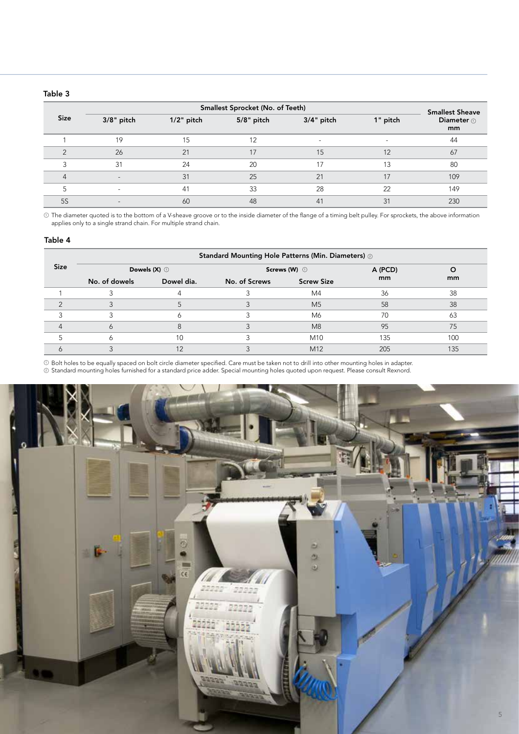**Table 3**

| Size | Smallest Sprocket (No. of Teeth) | | | | | Smallest Sheave Diameter ① mm |
|---|---|---|---|---|---|---|
| | 3/8" pitch | 1/2" pitch | 5/8" pitch | 3/4" pitch | 1" pitch | |
| 1 | 19 | 15 | 12 | - | - | 44 |
| 2 | 26 | 21 | 17 | 15 | 12 | 67 |
| 3 | 31 | 24 | 20 | 17 | 13 | 80 |
| 4 | - | 31 | 25 | 21 | 17 | 109 |
| 5 | - | 41 | 33 | 28 | 22 | 149 |
| 5S | - | 60 | 48 | 41 | 31 | 230 |

① The diameter quoted is to the bottom of a V-sheave groove or to the inside diameter of the flange of a timing belt pulley. For sprockets, the above information applies only to a single strand chain. For multiple strand chain.

**Table 4**

| Size | Standard Mounting Hole Patterns (Min. Diameters) ② | | | | | |
|---|---|---|---|---|---|---|
| | Dowels (X) ① | | Screws (W) ① | | A (PCD) mm | O mm |
| | No. of dowels | Dowel dia. | No. of Screws | Screw Size | | |
| 1 | 3 | 4 | 3 | M4 | 36 | 38 |
| 2 | 3 | 5 | 3 | M5 | 58 | 38 |
| 3 | 3 | 6 | 3 | M6 | 70 | 63 |
| 4 | 6 | 8 | 3 | M8 | 95 | 75 |
| 5 | 6 | 10 | 3 | M10 | 135 | 100 |
| 6 | 3 | 12 | 3 | M12 | 205 | 135 |

① Bolt holes to be equally spaced on bolt circle diameter specified. Care must be taken not to drill into other mounting holes in adapter.
② Standard mounting holes furnished for a standard price adder. Special mounting holes quoted upon request. Please consult Rexnord.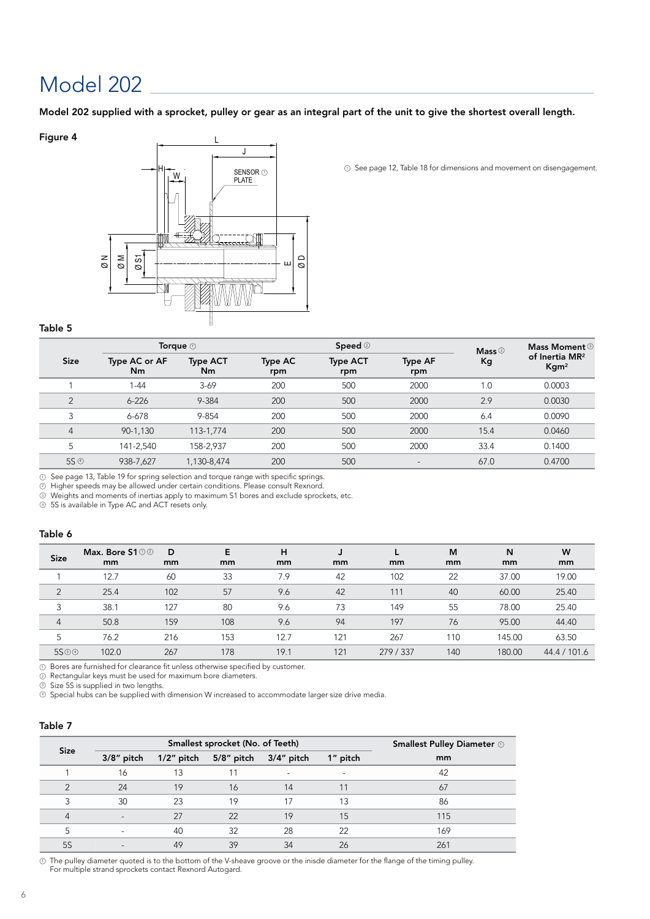# Model 202

**Model 202 supplied with a sprocket, pulley or gear as an integral part of the unit to give the shortest overall length.**

**Figure 4**

① See page 12, Table 18 for dimensions and movement on disengagement.

**Table 5**

| Size | Torque ① | | Speed ② | | | Mass ③ | Mass Moment ③ of Inertia $MR^2$ |
|---|---|---|---|---|---|---|---|
| | Type AC or AF Nm | Type ACT Nm | Type AC rpm | Type ACT rpm | Type AF rpm | Kg | $Kgm^2$ |
| 1 | 1-44 | 3-69 | 200 | 500 | 2000 | 1.0 | 0.0003 |
| 2 | 6-226 | 9-384 | 200 | 500 | 2000 | 2.9 | 0.0030 |
| 3 | 6-678 | 9-854 | 200 | 500 | 2000 | 6.4 | 0.0090 |
| 4 | 90-1,130 | 113-1,774 | 200 | 500 | 2000 | 15.4 | 0.0460 |
| 5 | 141-2,540 | 158-2,937 | 200 | 500 | 2000 | 33.4 | 0.1400 |
| 5S ④ | 938-7,627 | 1,130-8,474 | 200 | 500 | - | 67.0 | 0.4700 |

① See page 13, Table 19 for spring selection and torque range with specific springs.
② Higher speeds may be allowed under certain conditions. Please consult Rexnord.
③ Weights and moments of inertias apply to maximum S1 bores and exclude sprockets, etc.
④ 5S is available in Type AC and ACT resets only.

**Table 6**

| Size | Max. Bore S1 ①② mm | D mm | E mm | H mm | J mm | L mm | M mm | N mm | W mm |
|---|---|---|---|---|---|---|---|---|---|
| 1 | 12.7 | 60 | 33 | 7.9 | 42 | 102 | 22 | 37.00 | 19.00 |
| 2 | 25.4 | 102 | 57 | 9.6 | 42 | 111 | 40 | 60.00 | 25.40 |
| 3 | 38.1 | 127 | 80 | 9.6 | 73 | 149 | 55 | 78.00 | 25.40 |
| 4 | 50.8 | 159 | 108 | 9.6 | 94 | 197 | 76 | 95.00 | 44.40 |
| 5 | 76.2 | 216 | 153 | 12.7 | 121 | 267 | 110 | 145.00 | 63.50 |
| 5S③④ | 102.0 | 267 | 178 | 19.1 | 121 | 279 / 337 | 140 | 180.00 | 44.4 / 101.6 |

① Bores are furnished for clearance fit unless otherwise specified by customer.
② Rectangular keys must be used for maximum bore diameters.
③ Size 5S is supplied in two lengths.
④ Special hubs can be supplied with dimension W increased to accommodate larger size drive media.

**Table 7**

| Size | Smallest sprocket (No. of Teeth) | | | | | Smallest Pulley Diameter ① |
|---|---|---|---|---|---|---|
| | 3/8" pitch | 1/2" pitch | 5/8" pitch | 3/4" pitch | 1" pitch | mm |
| 1 | 16 | 13 | 11 | - | - | 42 |
| 2 | 24 | 19 | 16 | 14 | 11 | 67 |
| 3 | 30 | 23 | 19 | 17 | 13 | 86 |
| 4 | - | 27 | 22 | 19 | 15 | 115 |
| 5 | - | 40 | 32 | 28 | 22 | 169 |
| 5S | - | 49 | 39 | 34 | 26 | 261 |

① The pulley diameter quoted is to the bottom of the V-sheave groove or the inisde diameter for the flange of the timing pulley.
For multiple strand sprockets contact Rexnord Autogard.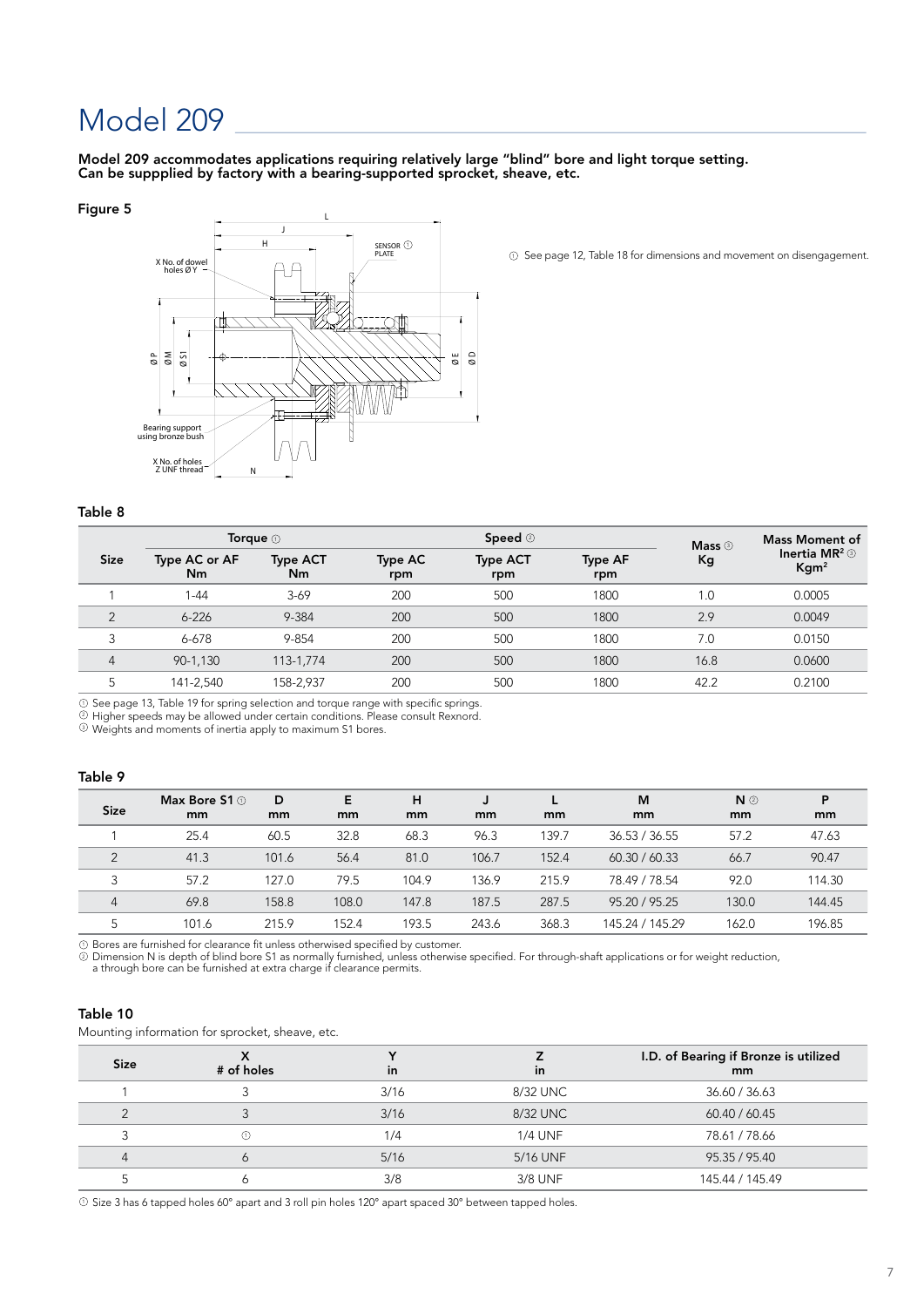# Model 209

**Model 209 accommodates applications requiring relatively large "blind" bore and light torque setting. Can be suppplied by factory with a bearing-supported sprocket, sheave, etc.**

**Figure 5**

① See page 12, Table 18 for dimensions and movement on disengagement.

**Table 8**

| Size | Torque ① | | Speed ② | | | Mass ③ Kg | Mass Moment of Inertia MR² ③ Kgm² |
|---|---|---|---|---|---|---|---|
| | Type AC or AF Nm | Type ACT Nm | Type AC rpm | Type ACT rpm | Type AF rpm | | |
| 1 | 1-44 | 3-69 | 200 | 500 | 1800 | 1.0 | 0.0005 |
| 2 | 6-226 | 9-384 | 200 | 500 | 1800 | 2.9 | 0.0049 |
| 3 | 6-678 | 9-854 | 200 | 500 | 1800 | 7.0 | 0.0150 |
| 4 | 90-1,130 | 113-1,774 | 200 | 500 | 1800 | 16.8 | 0.0600 |
| 5 | 141-2,540 | 158-2,937 | 200 | 500 | 1800 | 42.2 | 0.2100 |

① See page 13, Table 19 for spring selection and torque range with specific springs.
② Higher speeds may be allowed under certain conditions. Please consult Rexnord.
③ Weights and moments of inertia apply to maximum S1 bores.

**Table 9**

| Size | Max Bore S1 ① mm | D mm | E mm | H mm | J mm | L mm | M mm | N ② mm | P mm |
|---|---|---|---|---|---|---|---|---|---|
| 1 | 25.4 | 60.5 | 32.8 | 68.3 | 96.3 | 139.7 | 36.53 / 36.55 | 57.2 | 47.63 |
| 2 | 41.3 | 101.6 | 56.4 | 81.0 | 106.7 | 152.4 | 60.30 / 60.33 | 66.7 | 90.47 |
| 3 | 57.2 | 127.0 | 79.5 | 104.9 | 136.9 | 215.9 | 78.49 / 78.54 | 92.0 | 114.30 |
| 4 | 69.8 | 158.8 | 108.0 | 147.8 | 187.5 | 287.5 | 95.20 / 95.25 | 130.0 | 144.45 |
| 5 | 101.6 | 215.9 | 152.4 | 193.5 | 243.6 | 368.3 | 145.24 / 145.29 | 162.0 | 196.85 |

① Bores are furnished for clearance fit unless otherwised specified by customer.
② Dimension N is depth of blind bore S1 as normally furnished, unless otherwise specified. For through-shaft applications or for weight reduction, a through bore can be furnished at extra charge if clearance permits.

**Table 10**

Mounting information for sprocket, sheave, etc.

| Size | X # of holes | Y in | Z in | I.D. of Bearing if Bronze is utilized mm |
|---|---|---|---|---|
| 1 | 3 | 3/16 | 8/32 UNC | 36.60 / 36.63 |
| 2 | 3 | 3/16 | 8/32 UNC | 60.40 / 60.45 |
| 3 | ① | 1/4 | 1/4 UNF | 78.61 / 78.66 |
| 4 | 6 | 5/16 | 5/16 UNF | 95.35 / 95.40 |
| 5 | 6 | 3/8 | 3/8 UNF | 145.44 / 145.49 |

① Size 3 has 6 tapped holes 60° apart and 3 roll pin holes 120° apart spaced 30° between tapped holes.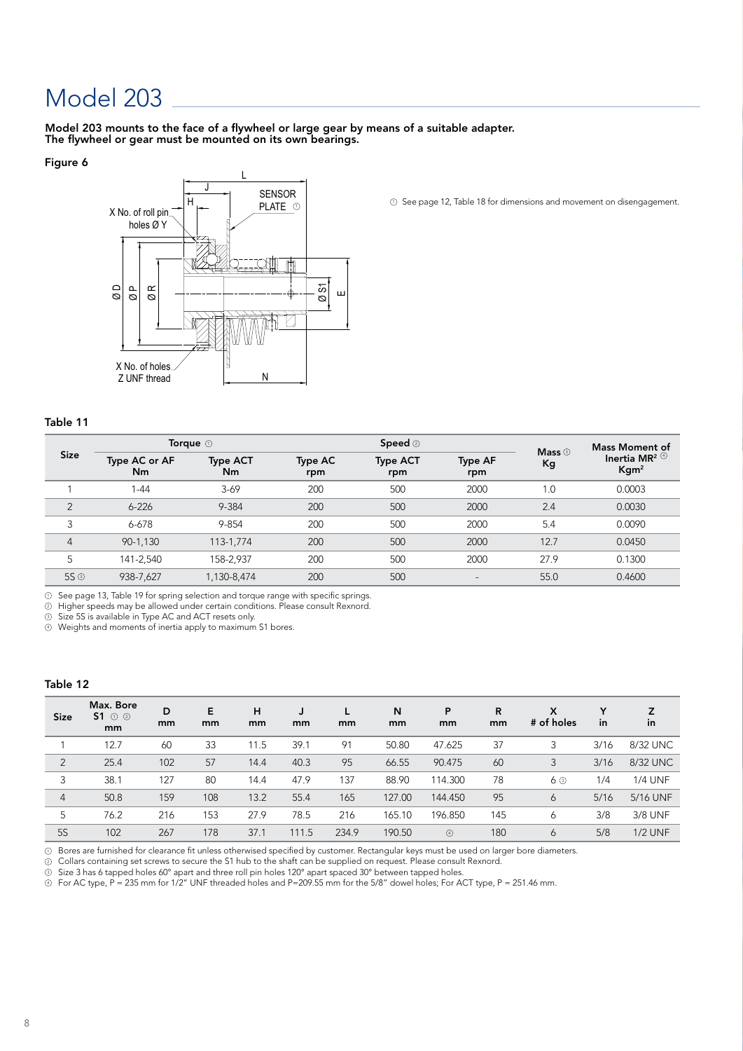# Model 203

**Model 203 mounts to the face of a flywheel or large gear by means of a suitable adapter. The flywheel or gear must be mounted on its own bearings.**

**Figure 6**

① See page 12, Table 18 for dimensions and movement on disengagement.

**Table 11**

| Size | Torque ① | | Speed ② | | | Mass ④ Kg | Mass Moment of Inertia $MR^2$ ④ $Kgm^2$ |
|---|---|---|---|---|---|---|---|
| | Type AC or AF Nm | Type ACT Nm | Type AC rpm | Type ACT rpm | Type AF rpm | | |
| 1 | 1-44 | 3-69 | 200 | 500 | 2000 | 1.0 | 0.0003 |
| 2 | 6-226 | 9-384 | 200 | 500 | 2000 | 2.4 | 0.0030 |
| 3 | 6-678 | 9-854 | 200 | 500 | 2000 | 5.4 | 0.0090 |
| 4 | 90-1,130 | 113-1,774 | 200 | 500 | 2000 | 12.7 | 0.0450 |
| 5 | 141-2,540 | 158-2,937 | 200 | 500 | 2000 | 27.9 | 0.1300 |
| 5S ③ | 938-7,627 | 1,130-8,474 | 200 | 500 | - | 55.0 | 0.4600 |

① See page 13, Table 19 for spring selection and torque range with specific springs.
② Higher speeds may be allowed under certain conditions. Please consult Rexnord.
③ Size 5S is available in Type AC and ACT resets only.
④ Weights and moments of inertia apply to maximum S1 bores.

**Table 12**

| Size | Max. Bore S1 ① ② mm | D mm | E mm | H mm | J mm | L mm | N mm | P mm | R mm | X # of holes | Y in | Z in |
|---|---|---|---|---|---|---|---|---|---|---|---|---|
| 1 | 12.7 | 60 | 33 | 11.5 | 39.1 | 91 | 50.80 | 47.625 | 37 | 3 | 3/16 | 8/32 UNC |
| 2 | 25.4 | 102 | 57 | 14.4 | 40.3 | 95 | 66.55 | 90.475 | 60 | 3 | 3/16 | 8/32 UNC |
| 3 | 38.1 | 127 | 80 | 14.4 | 47.9 | 137 | 88.90 | 114.300 | 78 | 6 ③ | 1/4 | 1/4 UNF |
| 4 | 50.8 | 159 | 108 | 13.2 | 55.4 | 165 | 127.00 | 144.450 | 95 | 6 | 5/16 | 5/16 UNF |
| 5 | 76.2 | 216 | 153 | 27.9 | 78.5 | 216 | 165.10 | 196.850 | 145 | 6 | 3/8 | 3/8 UNF |
| 5S | 102 | 267 | 178 | 37.1 | 111.5 | 234.9 | 190.50 | ④ | 180 | 6 | 5/8 | 1/2 UNF |

① Bores are furnished for clearance fit unless otherwised specified by customer. Rectangular keys must be used on larger bore diameters.
② Collars containing set screws to secure the S1 hub to the shaft can be supplied on request. Please consult Rexnord.
③ Size 3 has 6 tapped holes 60° apart and three roll pin holes 120° apart spaced 30° between tapped holes.
④ For AC type, P = 235 mm for 1/2" UNF threaded holes and P=209.55 mm for the 5/8" dowel holes; For ACT type, P = 251.46 mm.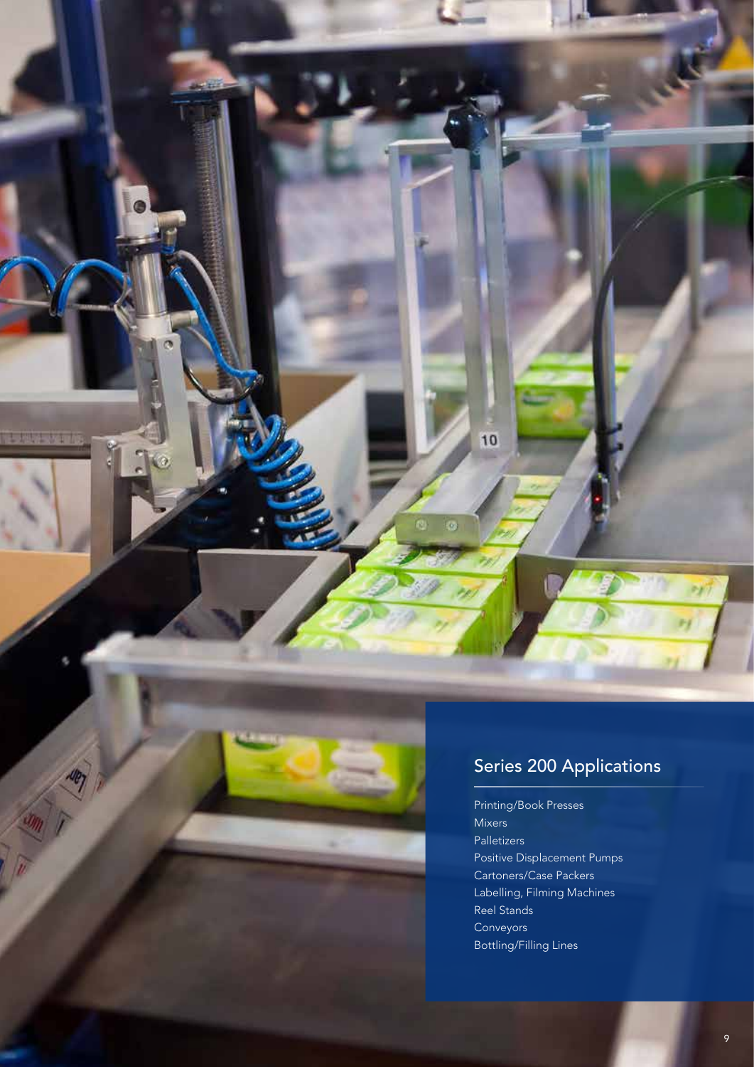## Series 200 Applications

- Printing/Book Presses
- Mixers
- Palletizers
- Positive Displacement Pumps
- Cartoners/Case Packers
- Labelling, Filming Machines
- Reel Stands
- Conveyors
- Bottling/Filling Lines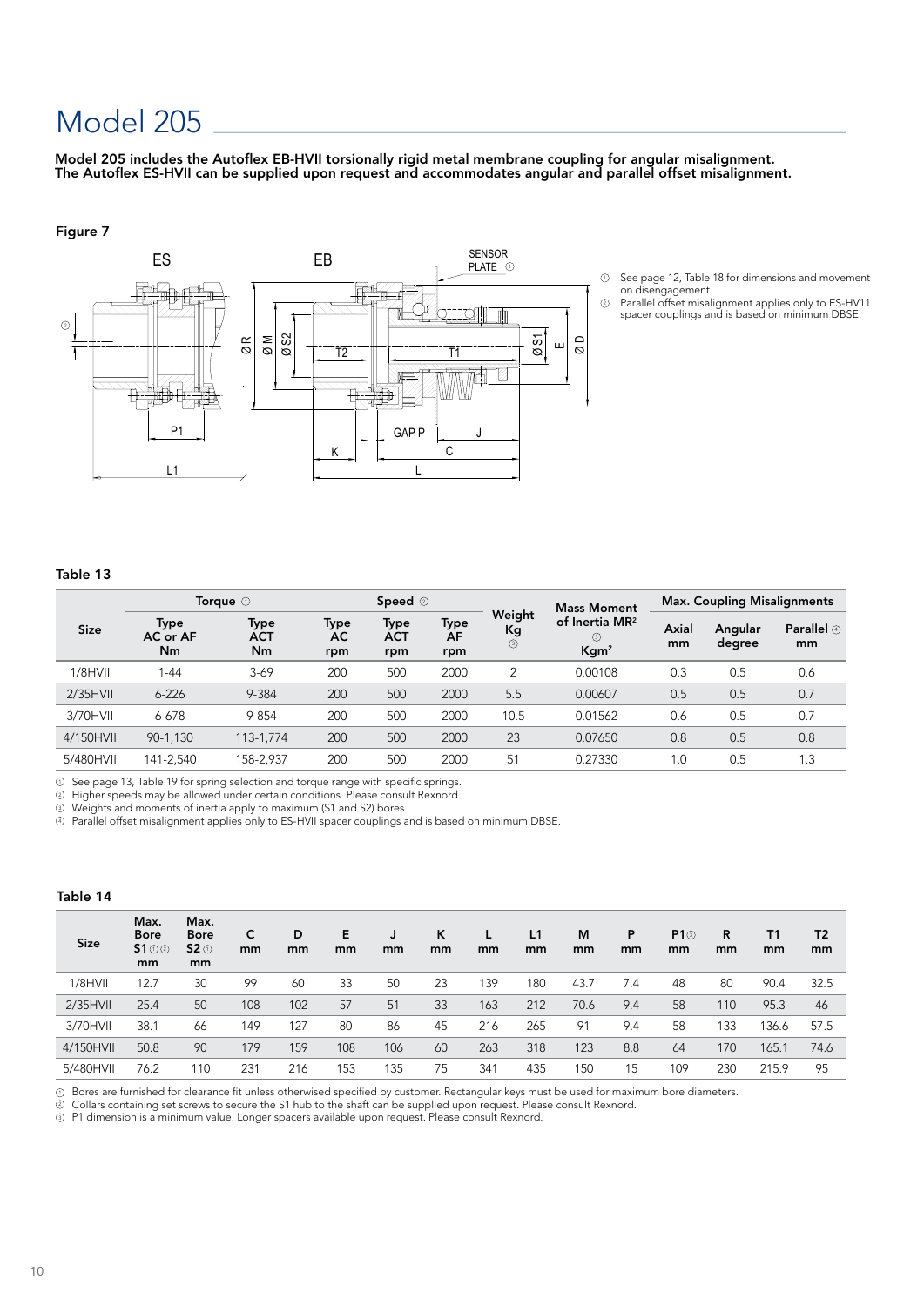# Model 205

**Model 205 includes the Autoflex EB-HVII torsionally rigid metal membrane coupling for angular misalignment. The Autoflex ES-HVII can be supplied upon request and accommodates angular and parallel offset misalignment.**

**Figure 7**

① See page 12, Table 18 for dimensions and movement on disengagement.
② Parallel offset misalignment applies only to ES-HV11 spacer couplings and is based on minimum DBSE.

**Table 13**

| Size | Torque ① | | Speed ② | | | Weight Kg ③ | Mass Moment of Inertia MR² ③ Kgm² | Max. Coupling Misalignments | | |
|---|---|---|---|---|---|---|---|---|---|---|
| | Type AC or AF Nm | Type ACT Nm | Type AC rpm | Type ACT rpm | Type AF rpm | | | Axial mm | Angular degree | Parallel ④ mm |
| 1/8HVII | 1-44 | 3-69 | 200 | 500 | 2000 | 2 | 0.00108 | 0.3 | 0.5 | 0.6 |
| 2/35HVII | 6-226 | 9-384 | 200 | 500 | 2000 | 5.5 | 0.00607 | 0.5 | 0.5 | 0.7 |
| 3/70HVII | 6-678 | 9-854 | 200 | 500 | 2000 | 10.5 | 0.01562 | 0.6 | 0.5 | 0.7 |
| 4/150HVII | 90-1,130 | 113-1,774 | 200 | 500 | 2000 | 23 | 0.07650 | 0.8 | 0.5 | 0.8 |
| 5/480HVII | 141-2,540 | 158-2,937 | 200 | 500 | 2000 | 51 | 0.27330 | 1.0 | 0.5 | 1.3 |

① See page 13, Table 19 for spring selection and torque range with specific springs.
② Higher speeds may be allowed under certain conditions. Please consult Rexnord.
③ Weights and moments of inertia apply to maximum (S1 and S2) bores.
④ Parallel offset misalignment applies only to ES-HVII spacer couplings and is based on minimum DBSE.

**Table 14**

| Size | Max. Bore S1 ①② mm | Max. Bore S2 ① mm | C mm | D mm | E mm | J mm | K mm | L mm | L1 mm | M mm | P mm | P1③ mm | R mm | T1 mm | T2 mm |
|---|---|---|---|---|---|---|---|---|---|---|---|---|---|---|---|
| 1/8HVII | 12.7 | 30 | 99 | 60 | 33 | 50 | 23 | 139 | 180 | 43.7 | 7.4 | 48 | 80 | 90.4 | 32.5 |
| 2/35HVII | 25.4 | 50 | 108 | 102 | 57 | 51 | 33 | 163 | 212 | 70.6 | 9.4 | 58 | 110 | 95.3 | 46 |
| 3/70HVII | 38.1 | 66 | 149 | 127 | 80 | 86 | 45 | 216 | 265 | 91 | 9.4 | 58 | 133 | 136.6 | 57.5 |
| 4/150HVII | 50.8 | 90 | 179 | 159 | 108 | 106 | 60 | 263 | 318 | 123 | 8.8 | 64 | 170 | 165.1 | 74.6 |
| 5/480HVII | 76.2 | 110 | 231 | 216 | 153 | 135 | 75 | 341 | 435 | 150 | 15 | 109 | 230 | 215.9 | 95 |

① Bores are furnished for clearance fit unless otherwised specified by customer. Rectangular keys must be used for maximum bore diameters.
② Collars containing set screws to secure the S1 hub to the shaft can be supplied upon request. Please consult Rexnord.
③ P1 dimension is a minimum value. Longer spacers available upon request. Please consult Rexnord.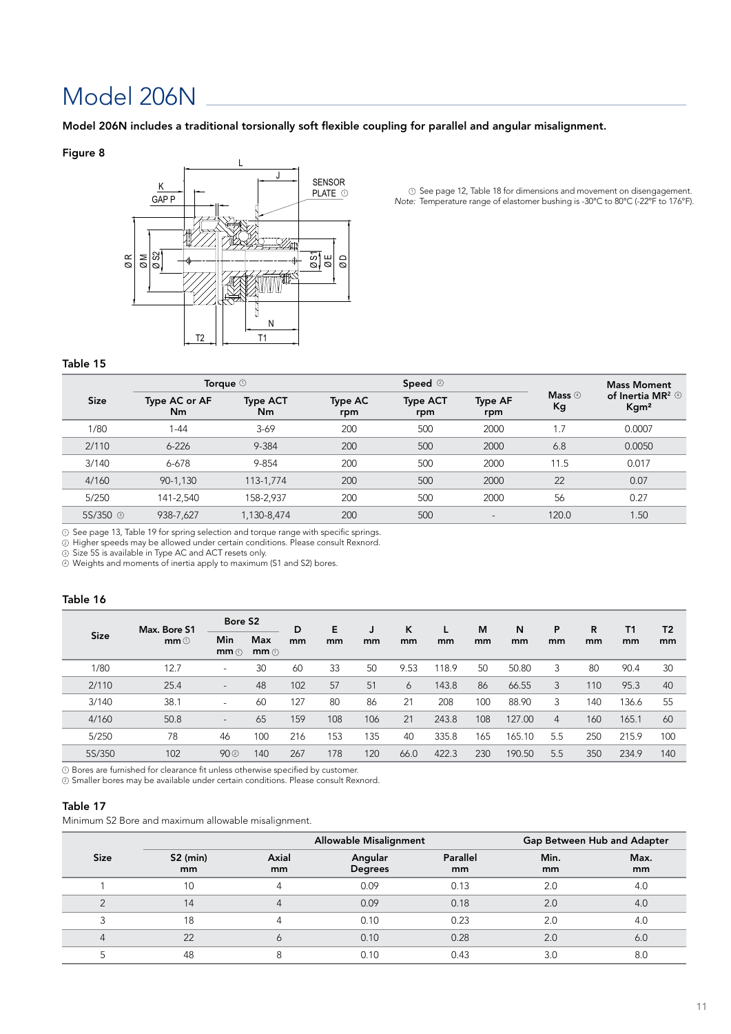# Model 206N

**Model 206N includes a traditional torsionally soft flexible coupling for parallel and angular misalignment.**

**Figure 8**

① See page 12, Table 18 for dimensions and movement on disengagement.
*Note:* Temperature range of elastomer bushing is -30°C to 80°C (-22°F to 176°F).

**Table 15**

| Size | Torque ① | | Speed ② | | | Mass ④ Kg | Mass Moment of Inertia $MR^2$ ④ $Kgm^2$ |
|---|---|---|---|---|---|---|---|
| | Type AC or AF Nm | Type ACT Nm | Type AC rpm | Type ACT rpm | Type AF rpm | | |
| 1/80 | 1-44 | 3-69 | 200 | 500 | 2000 | 1.7 | 0.0007 |
| 2/110 | 6-226 | 9-384 | 200 | 500 | 2000 | 6.8 | 0.0050 |
| 3/140 | 6-678 | 9-854 | 200 | 500 | 2000 | 11.5 | 0.017 |
| 4/160 | 90-1,130 | 113-1,774 | 200 | 500 | 2000 | 22 | 0.07 |
| 5/250 | 141-2,540 | 158-2,937 | 200 | 500 | 2000 | 56 | 0.27 |
| 5S/350 ③ | 938-7,627 | 1,130-8,474 | 200 | 500 | - | 120.0 | 1.50 |

① See page 13, Table 19 for spring selection and torque range with specific springs.
② Higher speeds may be allowed under certain conditions. Please consult Rexnord.
③ Size 5S is available in Type AC and ACT resets only.
④ Weights and moments of inertia apply to maximum (S1 and S2) bores.

**Table 16**

| Size | Max. Bore S1 mm ① | Bore S2 | | D mm | E mm | J mm | K mm | L mm | M mm | N mm | P mm | R mm | T1 mm | T2 mm |
|---|---|---|---|---|---|---|---|---|---|---|---|---|---|---|
| | | Min mm ① | Max mm ① | | | | | | | | | | | |
| 1/80 | 12.7 | - | 30 | 60 | 33 | 50 | 9.53 | 118.9 | 50 | 50.80 | 3 | 80 | 90.4 | 30 |
| 2/110 | 25.4 | - | 48 | 102 | 57 | 51 | 6 | 143.8 | 86 | 66.55 | 3 | 110 | 95.3 | 40 |
| 3/140 | 38.1 | - | 60 | 127 | 80 | 86 | 21 | 208 | 100 | 88.90 | 3 | 140 | 136.6 | 55 |
| 4/160 | 50.8 | - | 65 | 159 | 108 | 106 | 21 | 243.8 | 108 | 127.00 | 4 | 160 | 165.1 | 60 |
| 5/250 | 78 | 46 | 100 | 216 | 153 | 135 | 40 | 335.8 | 165 | 165.10 | 5.5 | 250 | 215.9 | 100 |
| 5S/350 | 102 | 90 ② | 140 | 267 | 178 | 120 | 66.0 | 422.3 | 230 | 190.50 | 5.5 | 350 | 234.9 | 140 |

① Bores are furnished for clearance fit unless otherwise specified by customer.
② Smaller bores may be available under certain conditions. Please consult Rexnord.

**Table 17**

Minimum S2 Bore and maximum allowable misalignment.

| Size | Allowable Misalignment | | | | Gap Between Hub and Adapter | |
|---|---|---|---|---|---|---|
| | S2 (min) mm | Axial mm | Angular Degrees | Parallel mm | Min. mm | Max. mm |
| 1 | 10 | 4 | 0.09 | 0.13 | 2.0 | 4.0 |
| 2 | 14 | 4 | 0.09 | 0.18 | 2.0 | 4.0 |
| 3 | 18 | 4 | 0.10 | 0.23 | 2.0 | 4.0 |
| 4 | 22 | 6 | 0.10 | 0.28 | 2.0 | 6.0 |
| 5 | 48 | 8 | 0.10 | 0.43 | 3.0 | 8.0 |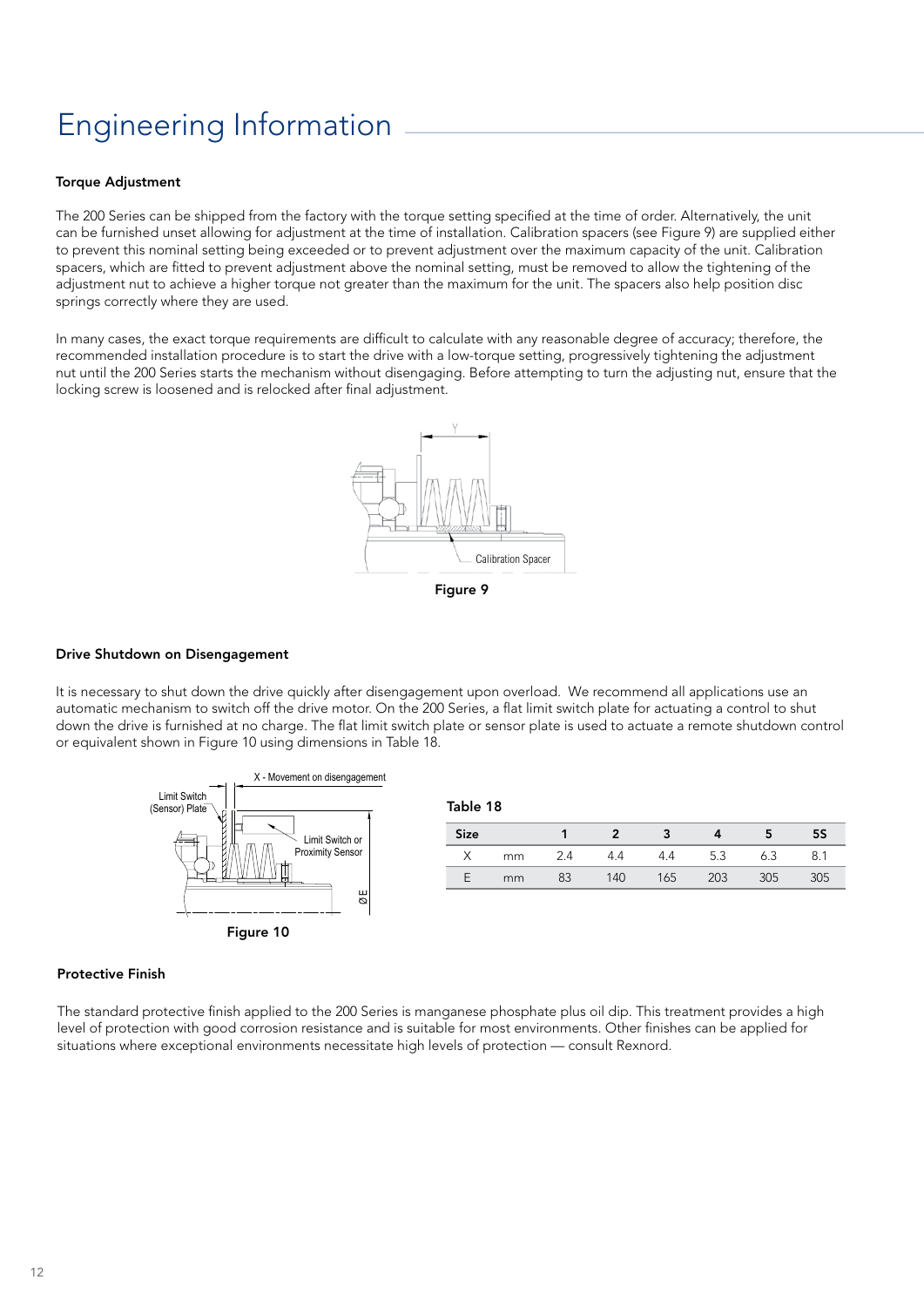# Engineering Information

### Torque Adjustment

The 200 Series can be shipped from the factory with the torque setting specified at the time of order. Alternatively, the unit can be furnished unset allowing for adjustment at the time of installation. Calibration spacers (see Figure 9) are supplied either to prevent this nominal setting being exceeded or to prevent adjustment over the maximum capacity of the unit. Calibration spacers, which are fitted to prevent adjustment above the nominal setting, must be removed to allow the tightening of the adjustment nut to achieve a higher torque not greater than the maximum for the unit. The spacers also help position disc springs correctly where they are used.

In many cases, the exact torque requirements are difficult to calculate with any reasonable degree of accuracy; therefore, the recommended installation procedure is to start the drive with a low-torque setting, progressively tightening the adjustment nut until the 200 Series starts the mechanism without disengaging. Before attempting to turn the adjusting nut, ensure that the locking screw is loosened and is relocked after final adjustment.

Figure 9

### Drive Shutdown on Disengagement

It is necessary to shut down the drive quickly after disengagement upon overload. We recommend all applications use an automatic mechanism to switch off the drive motor. On the 200 Series, a flat limit switch plate for actuating a control to shut down the drive is furnished at no charge. The flat limit switch plate or sensor plate is used to actuate a remote shutdown control or equivalent shown in Figure 10 using dimensions in Table 18.

Figure 10

Table 18

| Size | | 1 | 2 | 3 | 4 | 5 | 5S |
|---|---|---|---|---|---|---|---|
| X | mm | 2.4 | 4.4 | 4.4 | 5.3 | 6.3 | 8.1 |
| E | mm | 83 | 140 | 165 | 203 | 305 | 305 |

### Protective Finish

The standard protective finish applied to the 200 Series is manganese phosphate plus oil dip. This treatment provides a high level of protection with good corrosion resistance and is suitable for most environments. Other finishes can be applied for situations where exceptional environments necessitate high levels of protection — consult Rexnord.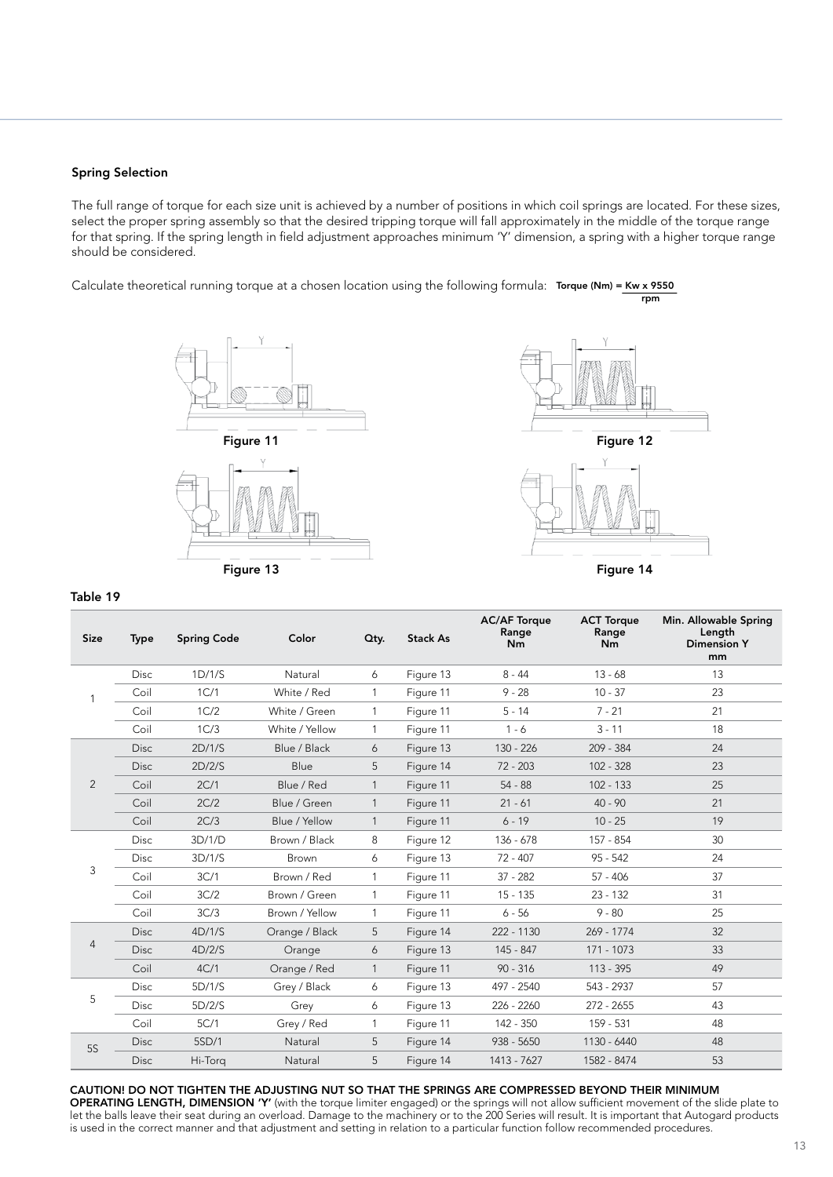### Spring Selection

The full range of torque for each size unit is achieved by a number of positions in which coil springs are located. For these sizes, select the proper spring assembly so that the desired tripping torque will fall approximately in the middle of the torque range for that spring. If the spring length in field adjustment approaches minimum 'Y' dimension, a spring with a higher torque range should be considered.

Calculate theoretical running torque at a chosen location using the following formula: $\text{Torque (Nm)} = \frac{\text{Kw} \times 9550}{\text{rpm}}$

Figure 11

Figure 12

Figure 13

Figure 14

**Table 19**

| Size | Type | Spring Code | Color | Qty. | Stack As | AC/AF Torque Range Nm | ACT Torque Range Nm | Min. Allowable Spring Length Dimension Y mm |
|---|---|---|---|---|---|---|---|---|
| 1 | Disc | 1D/1/S | Natural | 6 | Figure 13 | 8 - 44 | 13 - 68 | 13 |
| | Coil | 1C/1 | White / Red | 1 | Figure 11 | 9 - 28 | 10 - 37 | 23 |
| | Coil | 1C/2 | White / Green | 1 | Figure 11 | 5 - 14 | 7 - 21 | 21 |
| | Coil | 1C/3 | White / Yellow | 1 | Figure 11 | 1 - 6 | 3 - 11 | 18 |
| 2 | Disc | 2D/1/S | Blue / Black | 6 | Figure 13 | 130 - 226 | 209 - 384 | 24 |
| | Disc | 2D/2/S | Blue | 5 | Figure 14 | 72 - 203 | 102 - 328 | 23 |
| | Coil | 2C/1 | Blue / Red | 1 | Figure 11 | 54 - 88 | 102 - 133 | 25 |
| | Coil | 2C/2 | Blue / Green | 1 | Figure 11 | 21 - 61 | 40 - 90 | 21 |
| | Coil | 2C/3 | Blue / Yellow | 1 | Figure 11 | 6 - 19 | 10 - 25 | 19 |
| 3 | Disc | 3D/1/D | Brown / Black | 8 | Figure 12 | 136 - 678 | 157 - 854 | 30 |
| | Disc | 3D/1/S | Brown | 6 | Figure 13 | 72 - 407 | 95 - 542 | 24 |
| | Coil | 3C/1 | Brown / Red | 1 | Figure 11 | 37 - 282 | 57 - 406 | 37 |
| | Coil | 3C/2 | Brown / Green | 1 | Figure 11 | 15 - 135 | 23 - 132 | 31 |
| | Coil | 3C/3 | Brown / Yellow | 1 | Figure 11 | 6 - 56 | 9 - 80 | 25 |
| 4 | Disc | 4D/1/S | Orange / Black | 5 | Figure 14 | 222 - 1130 | 269 - 1774 | 32 |
| | Disc | 4D/2/S | Orange | 6 | Figure 13 | 145 - 847 | 171 - 1073 | 33 |
| | Coil | 4C/1 | Orange / Red | 1 | Figure 11 | 90 - 316 | 113 - 395 | 49 |
| 5 | Disc | 5D/1/S | Grey / Black | 6 | Figure 13 | 497 - 2540 | 543 - 2937 | 57 |
| | Disc | 5D/2/S | Grey | 6 | Figure 13 | 226 - 2260 | 272 - 2655 | 43 |
| | Coil | 5C/1 | Grey / Red | 1 | Figure 11 | 142 - 350 | 159 - 531 | 48 |
| 5S | Disc | 5SD/1 | Natural | 5 | Figure 14 | 938 - 5650 | 1130 - 6440 | 48 |
| | Disc | Hi-Torq | Natural | 5 | Figure 14 | 1413 - 7627 | 1582 - 8474 | 53 |

**CAUTION! DO NOT TIGHTEN THE ADJUSTING NUT SO THAT THE SPRINGS ARE COMPRESSED BEYOND THEIR MINIMUM OPERATING LENGTH, DIMENSION 'Y'** (with the torque limiter engaged) or the springs will not allow sufficient movement of the slide plate to let the balls leave their seat during an overload. Damage to the machinery or to the 200 Series will result. It is important that Autogard products is used in the correct manner and that adjustment and setting in relation to a particular function follow recommended procedures.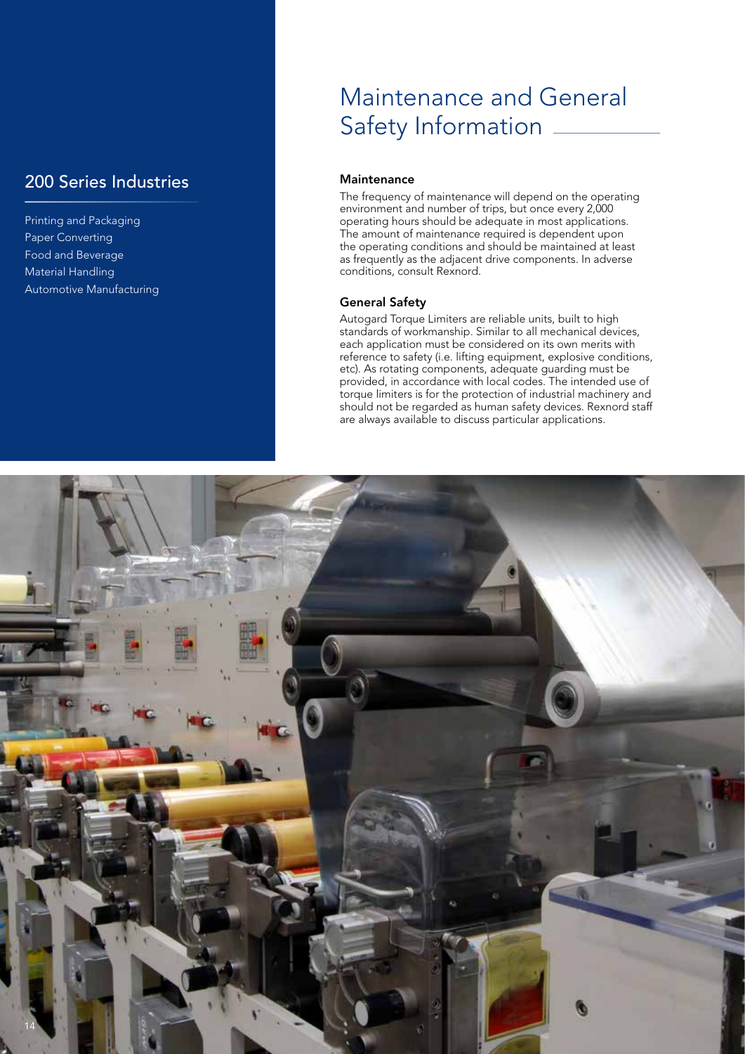## 200 Series Industries

Printing and Packaging
Paper Converting
Food and Beverage
Material Handling
Automotive Manufacturing

# Maintenance and General Safety Information

### Maintenance

The frequency of maintenance will depend on the operating environment and number of trips, but once every 2,000 operating hours should be adequate in most applications. The amount of maintenance required is dependent upon the operating conditions and should be maintained at least as frequently as the adjacent drive components. In adverse conditions, consult Rexnord.

### General Safety

Autogard Torque Limiters are reliable units, built to high standards of workmanship. Similar to all mechanical devices, each application must be considered on its own merits with reference to safety (i.e. lifting equipment, explosive conditions, etc). As rotating components, adequate guarding must be provided, in accordance with local codes. The intended use of torque limiters is for the protection of industrial machinery and should not be regarded as human safety devices. Rexnord staff are always available to discuss particular applications.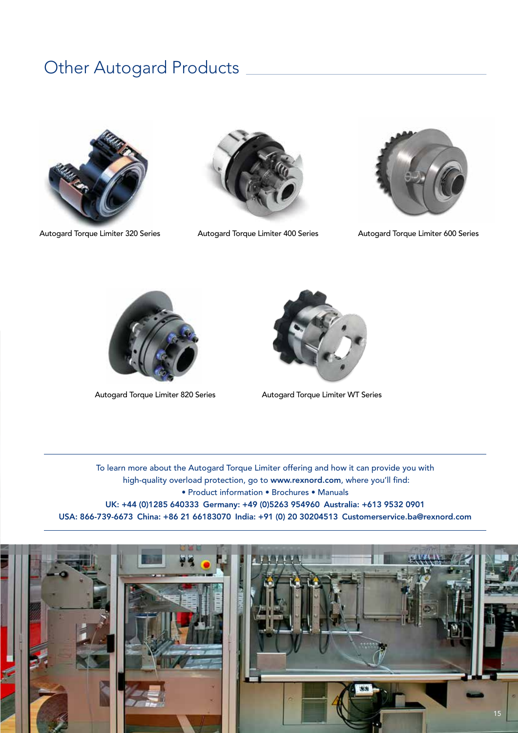# Other Autogard Products

Autogard Torque Limiter 320 Series

Autogard Torque Limiter 400 Series

Autogard Torque Limiter 600 Series

Autogard Torque Limiter 820 Series

Autogard Torque Limiter WT Series

To learn more about the Autogard Torque Limiter offering and how it can provide you with high-quality overload protection, go to **www.rexnord.com**, where you'll find:

• Product information • Brochures • Manuals

**UK: +44 (0)1285 640333 Germany: +49 (0)5263 954960 Australia: +613 9532 0901**

**USA: 866-739-6673 China: +86 21 66183070 India: +91 (0) 20 30204513 Customerservice.ba@rexnord.com**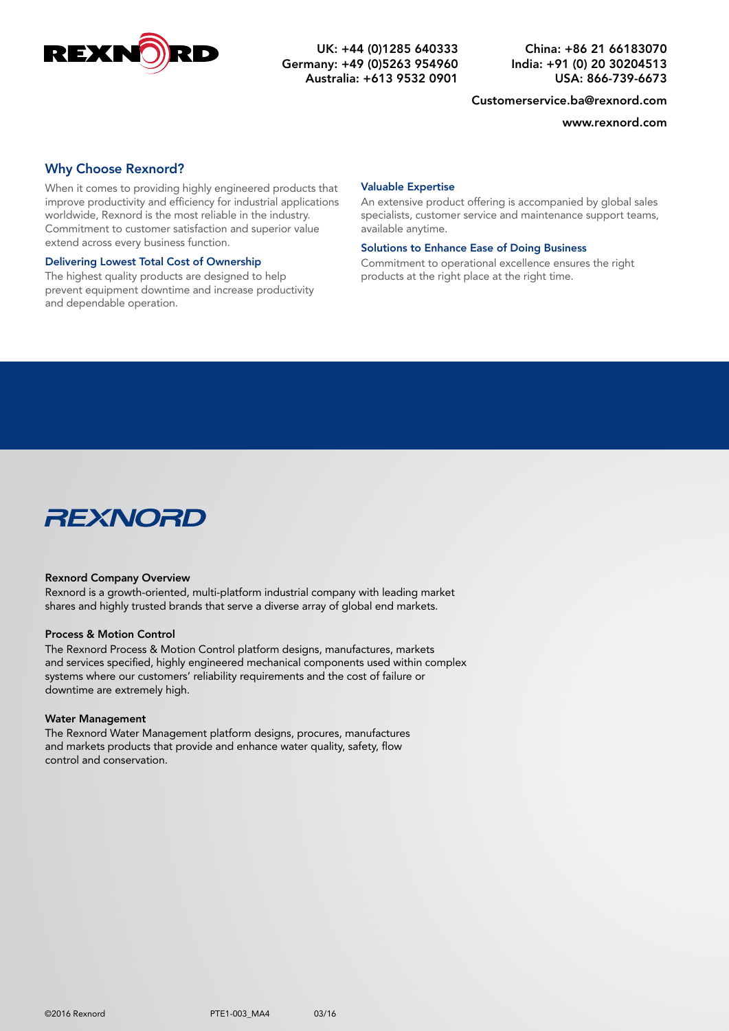UK: +44 (0)1285 640333
Germany: +49 (0)5263 954960
Australia: +613 9532 0901

China: +86 21 66183070
India: +91 (0) 20 30204513
USA: 866-739-6673

Customerservice.ba@rexnord.com

www.rexnord.com

## Why Choose Rexnord?

When it comes to providing highly engineered products that improve productivity and efficiency for industrial applications worldwide, Rexnord is the most reliable in the industry. Commitment to customer satisfaction and superior value extend across every business function.

### Delivering Lowest Total Cost of Ownership

The highest quality products are designed to help prevent equipment downtime and increase productivity and dependable operation.

### Valuable Expertise

An extensive product offering is accompanied by global sales specialists, customer service and maintenance support teams, available anytime.

### Solutions to Enhance Ease of Doing Business

Commitment to operational excellence ensures the right products at the right place at the right time.

## REXNORD

**Rexnord Company Overview**

Rexnord is a growth-oriented, multi-platform industrial company with leading market shares and highly trusted brands that serve a diverse array of global end markets.

**Process & Motion Control**

The Rexnord Process & Motion Control platform designs, manufactures, markets and services specified, highly engineered mechanical components used within complex systems where our customers' reliability requirements and the cost of failure or downtime are extremely high.

**Water Management**

The Rexnord Water Management platform designs, procures, manufactures and markets products that provide and enhance water quality, safety, flow control and conservation.

©2016 Rexnord PTE1-003_MA4 03/16